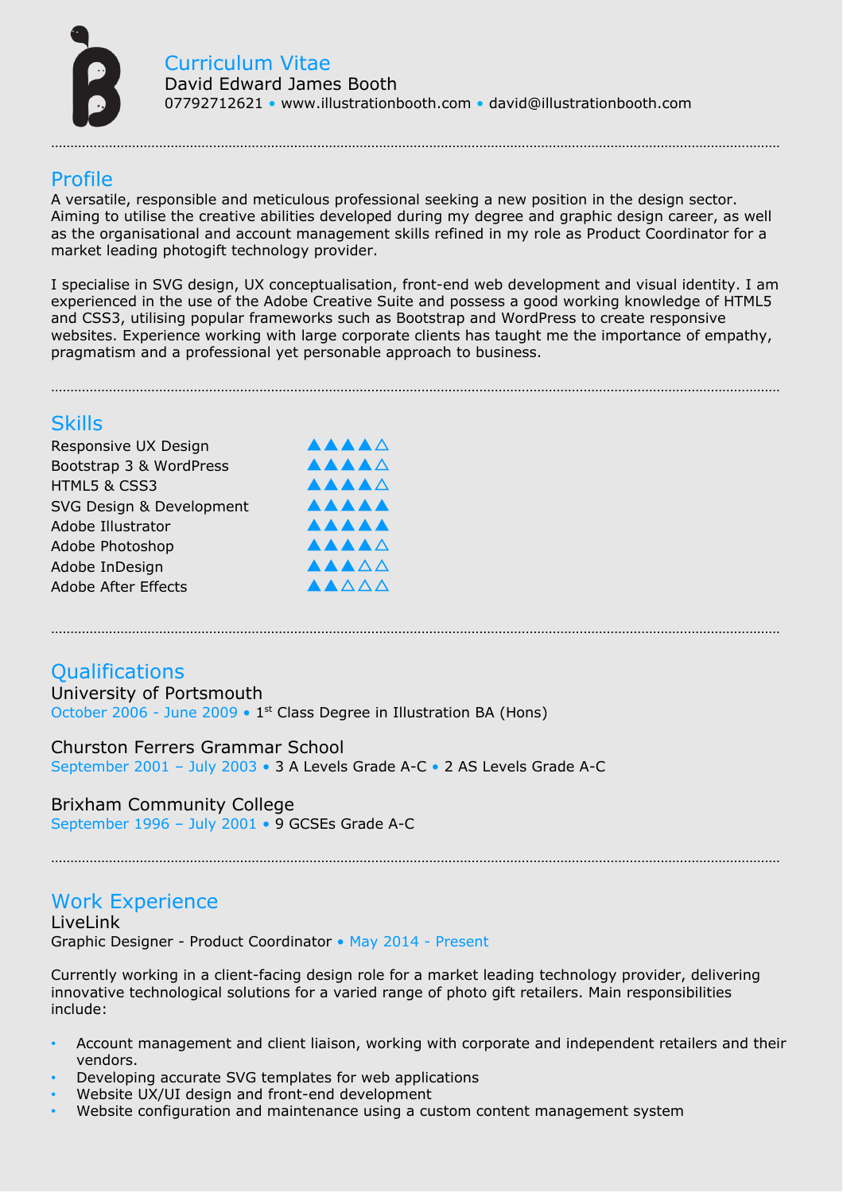# Curriculum Vitae

David Edward James Booth

07792712621 • www.illustrationbooth.com • david@illustrationbooth.com

## Profile

A versatile, responsible and meticulous professional seeking a new position in the design sector. Aiming to utilise the creative abilities developed during my degree and graphic design career, as well as the organisational and account management skills refined in my role as Product Coordinator for a market leading photogift technology provider.

I specialise in SVG design, UX conceptualisation, front-end web development and visual identity. I am experienced in the use of the Adobe Creative Suite and possess a good working knowledge of HTML5 and CSS3, utilising popular frameworks such as Bootstrap and WordPress to create responsive websites. Experience working with large corporate clients has taught me the importance of empathy, pragmatism and a professional yet personable approach to business.

## Skills

| Skill | Rating |
|---|---|
| Responsive UX Design | ▲▲▲▲△ |
| Bootstrap 3 & WordPress | ▲▲▲▲△ |
| HTML5 & CSS3 | ▲▲▲▲△ |
| SVG Design & Development | ▲▲▲▲▲ |
| Adobe Illustrator | ▲▲▲▲▲ |
| Adobe Photoshop | ▲▲▲▲△ |
| Adobe InDesign | ▲▲▲△△ |
| Adobe After Effects | ▲▲△△△ |

## Qualifications

### University of Portsmouth

October 2006 - June 2009 • 1st Class Degree in Illustration BA (Hons)

### Churston Ferrers Grammar School

September 2001 – July 2003 • 3 A Levels Grade A-C • 2 AS Levels Grade A-C

### Brixham Community College

September 1996 – July 2001 • 9 GCSEs Grade A-C

## Work Experience

### LiveLink

Graphic Designer - Product Coordinator • May 2014 - Present

Currently working in a client-facing design role for a market leading technology provider, delivering innovative technological solutions for a varied range of photo gift retailers. Main responsibilities include:

- Account management and client liaison, working with corporate and independent retailers and their vendors.
- Developing accurate SVG templates for web applications
- Website UX/UI design and front-end development
- Website configuration and maintenance using a custom content management system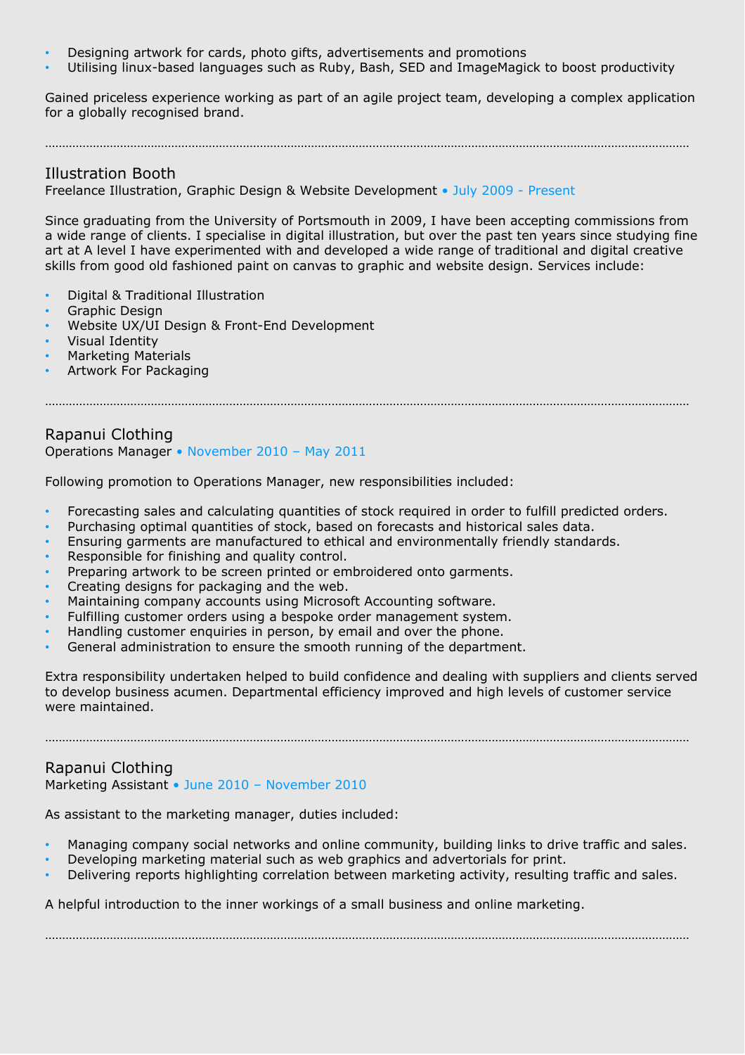- Designing artwork for cards, photo gifts, advertisements and promotions
- Utilising linux-based languages such as Ruby, Bash, SED and ImageMagick to boost productivity

Gained priceless experience working as part of an agile project team, developing a complex application for a globally recognised brand.

---

### Illustration Booth

Freelance Illustration, Graphic Design & Website Development • July 2009 - Present

Since graduating from the University of Portsmouth in 2009, I have been accepting commissions from a wide range of clients. I specialise in digital illustration, but over the past ten years since studying fine art at A level I have experimented with and developed a wide range of traditional and digital creative skills from good old fashioned paint on canvas to graphic and website design. Services include:

- Digital & Traditional Illustration
- Graphic Design
- Website UX/UI Design & Front-End Development
- Visual Identity
- Marketing Materials
- Artwork For Packaging

---

### Rapanui Clothing

Operations Manager • November 2010 – May 2011

Following promotion to Operations Manager, new responsibilities included:

- Forecasting sales and calculating quantities of stock required in order to fulfill predicted orders.
- Purchasing optimal quantities of stock, based on forecasts and historical sales data.
- Ensuring garments are manufactured to ethical and environmentally friendly standards.
- Responsible for finishing and quality control.
- Preparing artwork to be screen printed or embroidered onto garments.
- Creating designs for packaging and the web.
- Maintaining company accounts using Microsoft Accounting software.
- Fulfilling customer orders using a bespoke order management system.
- Handling customer enquiries in person, by email and over the phone.
- General administration to ensure the smooth running of the department.

Extra responsibility undertaken helped to build confidence and dealing with suppliers and clients served to develop business acumen. Departmental efficiency improved and high levels of customer service were maintained.

---

### Rapanui Clothing

Marketing Assistant • June 2010 – November 2010

As assistant to the marketing manager, duties included:

- Managing company social networks and online community, building links to drive traffic and sales.
- Developing marketing material such as web graphics and advertorials for print.
- Delivering reports highlighting correlation between marketing activity, resulting traffic and sales.

A helpful introduction to the inner workings of a small business and online marketing.

---